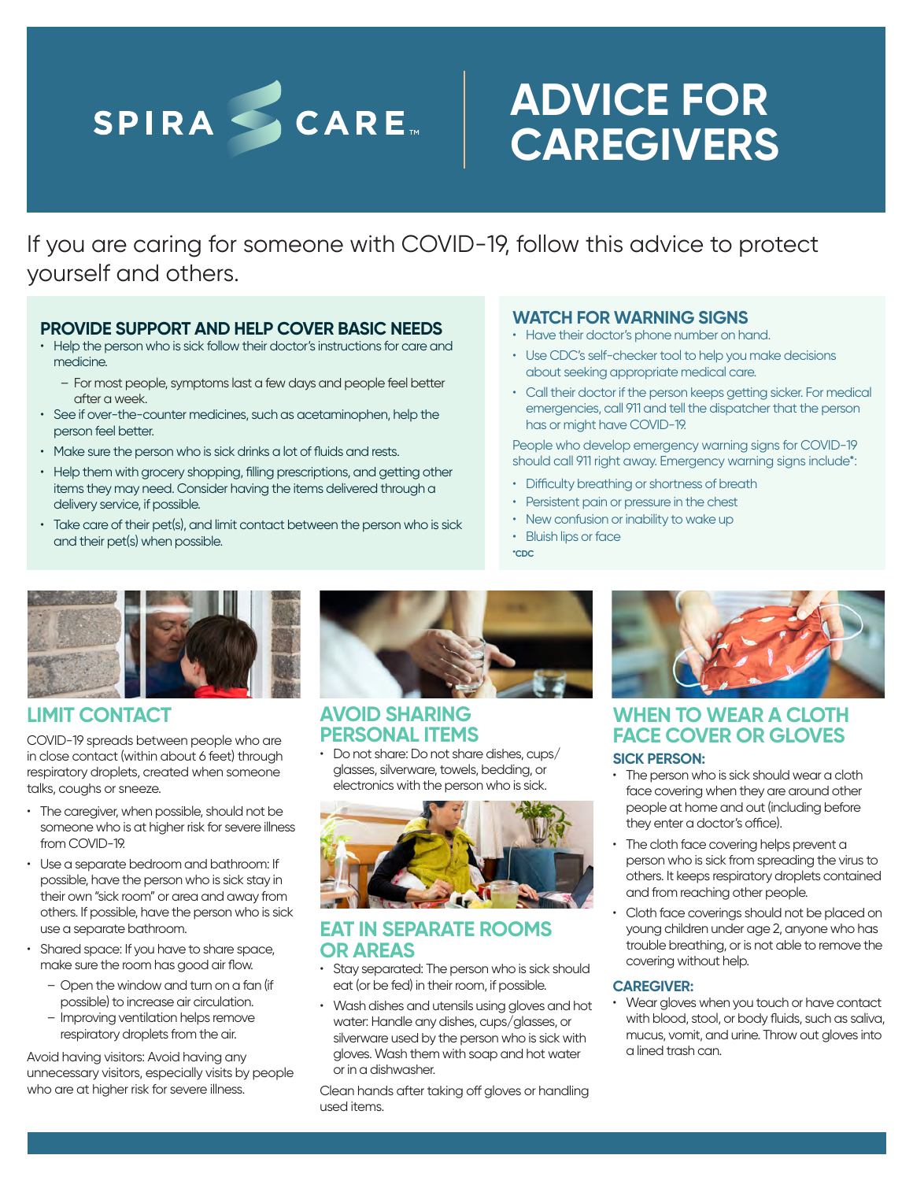SPIRA CARE™

# ADVICE FOR CAREGIVERS

If you are caring for someone with COVID-19, follow this advice to protect yourself and others.

## PROVIDE SUPPORT AND HELP COVER BASIC NEEDS

- Help the person who is sick follow their doctor's instructions for care and medicine.
  - For most people, symptoms last a few days and people feel better after a week.
- See if over-the-counter medicines, such as acetaminophen, help the person feel better.
- Make sure the person who is sick drinks a lot of fluids and rests.
- Help them with grocery shopping, filling prescriptions, and getting other items they may need. Consider having the items delivered through a delivery service, if possible.
- Take care of their pet(s), and limit contact between the person who is sick and their pet(s) when possible.

## WATCH FOR WARNING SIGNS

- Have their doctor's phone number on hand.
- Use CDC's self-checker tool to help you make decisions about seeking appropriate medical care.
- Call their doctor if the person keeps getting sicker. For medical emergencies, call 911 and tell the dispatcher that the person has or might have COVID-19.

People who develop emergency warning signs for COVID-19 should call 911 right away. Emergency warning signs include*:

- Difficulty breathing or shortness of breath
- Persistent pain or pressure in the chest
- New confusion or inability to wake up
- Bluish lips or face

*CDC

## LIMIT CONTACT

COVID-19 spreads between people who are in close contact (within about 6 feet) through respiratory droplets, created when someone talks, coughs or sneeze.

- The caregiver, when possible, should not be someone who is at higher risk for severe illness from COVID-19.
- Use a separate bedroom and bathroom: If possible, have the person who is sick stay in their own "sick room" or area and away from others. If possible, have the person who is sick use a separate bathroom.
- Shared space: If you have to share space, make sure the room has good air flow.
  - Open the window and turn on a fan (if possible) to increase air circulation.
  - Improving ventilation helps remove respiratory droplets from the air.

Avoid having visitors: Avoid having any unnecessary visitors, especially visits by people who are at higher risk for severe illness.

## AVOID SHARING PERSONAL ITEMS

- Do not share: Do not share dishes, cups/glasses, silverware, towels, bedding, or electronics with the person who is sick.

## EAT IN SEPARATE ROOMS OR AREAS

- Stay separated: The person who is sick should eat (or be fed) in their room, if possible.
- Wash dishes and utensils using gloves and hot water: Handle any dishes, cups/glasses, or silverware used by the person who is sick with gloves. Wash them with soap and hot water or in a dishwasher.

Clean hands after taking off gloves or handling used items.

## WHEN TO WEAR A CLOTH FACE COVER OR GLOVES

### SICK PERSON:

- The person who is sick should wear a cloth face covering when they are around other people at home and out (including before they enter a doctor's office).
- The cloth face covering helps prevent a person who is sick from spreading the virus to others. It keeps respiratory droplets contained and from reaching other people.
- Cloth face coverings should not be placed on young children under age 2, anyone who has trouble breathing, or is not able to remove the covering without help.

### CAREGIVER:

- Wear gloves when you touch or have contact with blood, stool, or body fluids, such as saliva, mucus, vomit, and urine. Throw out gloves into a lined trash can.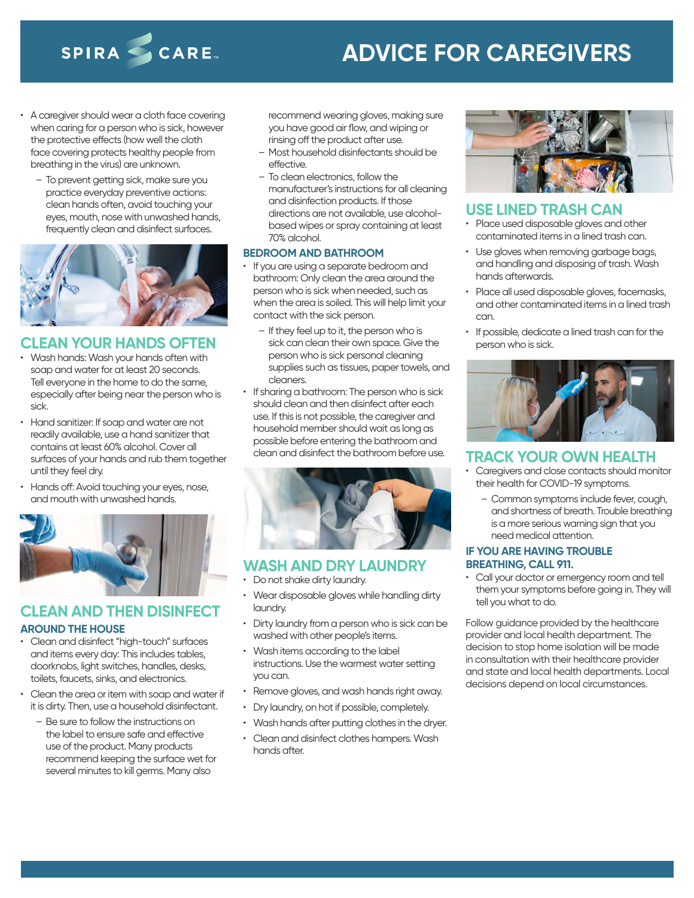# ADVICE FOR CAREGIVERS

- A caregiver should wear a cloth face covering when caring for a person who is sick, however the protective effects (how well the cloth face covering protects healthy people from breathing in the virus) are unknown.
  - To prevent getting sick, make sure you practice everyday preventive actions: clean hands often, avoid touching your eyes, mouth, nose with unwashed hands, frequently clean and disinfect surfaces.

## CLEAN YOUR HANDS OFTEN

- Wash hands: Wash your hands often with soap and water for at least 20 seconds. Tell everyone in the home to do the same, especially after being near the person who is sick.
- Hand sanitizer: If soap and water are not readily available, use a hand sanitizer that contains at least 60% alcohol. Cover all surfaces of your hands and rub them together until they feel dry.
- Hands off: Avoid touching your eyes, nose, and mouth with unwashed hands.

## CLEAN AND THEN DISINFECT

### AROUND THE HOUSE

- Clean and disinfect "high-touch" surfaces and items every day: This includes tables, doorknobs, light switches, handles, desks, toilets, faucets, sinks, and electronics.
- Clean the area or item with soap and water if it is dirty. Then, use a household disinfectant.
  - Be sure to follow the instructions on the label to ensure safe and effective use of the product. Many products recommend keeping the surface wet for several minutes to kill germs. Many also recommend wearing gloves, making sure you have good air flow, and wiping or rinsing off the product after use.
  - Most household disinfectants should be effective.
  - To clean electronics, follow the manufacturer's instructions for all cleaning and disinfection products. If those directions are not available, use alcohol-based wipes or spray containing at least 70% alcohol.

### BEDROOM AND BATHROOM

- If you are using a separate bedroom and bathroom: Only clean the area around the person who is sick when needed, such as when the area is soiled. This will help limit your contact with the sick person.
  - If they feel up to it, the person who is sick can clean their own space. Give the person who is sick personal cleaning supplies such as tissues, paper towels, and cleaners.
- If sharing a bathroom: The person who is sick should clean and then disinfect after each use. If this is not possible, the caregiver and household member should wait as long as possible before entering the bathroom and clean and disinfect the bathroom before use.

## WASH AND DRY LAUNDRY

- Do not shake dirty laundry.
- Wear disposable gloves while handling dirty laundry.
- Dirty laundry from a person who is sick can be washed with other people's items.
- Wash items according to the label instructions. Use the warmest water setting you can.
- Remove gloves, and wash hands right away.
- Dry laundry, on hot if possible, completely.
- Wash hands after putting clothes in the dryer.
- Clean and disinfect clothes hampers. Wash hands after.

## USE LINED TRASH CAN

- Place used disposable gloves and other contaminated items in a lined trash can.
- Use gloves when removing garbage bags, and handling and disposing of trash. Wash hands afterwards.
- Place all used disposable gloves, facemasks, and other contaminated items in a lined trash can.
- If possible, dedicate a lined trash can for the person who is sick.

## TRACK YOUR OWN HEALTH

- Caregivers and close contacts should monitor their health for COVID-19 symptoms.
  - Common symptoms include fever, cough, and shortness of breath. Trouble breathing is a more serious warning sign that you need medical attention.

### IF YOU ARE HAVING TROUBLE BREATHING, CALL 911.

- Call your doctor or emergency room and tell them your symptoms before going in. They will tell you what to do.

Follow guidance provided by the healthcare provider and local health department. The decision to stop home isolation will be made in consultation with their healthcare provider and state and local health departments. Local decisions depend on local circumstances.